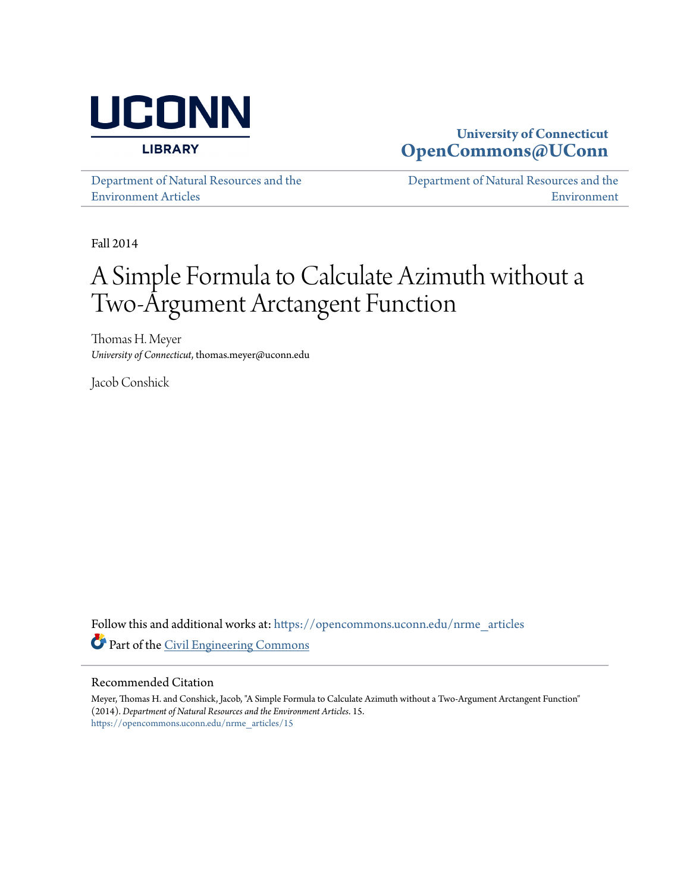UCONN LIBRARY

**University of Connecticut**
**OpenCommons@UConn**

Department of Natural Resources and the Environment Articles

Department of Natural Resources and the Environment

Fall 2014

# A Simple Formula to Calculate Azimuth without a Two-Argument Arctangent Function

Thomas H. Meyer
*University of Connecticut*, thomas.meyer@uconn.edu

Jacob Conshick

Follow this and additional works at: https://opencommons.uconn.edu/nrme_articles

Part of the Civil Engineering Commons

## Recommended Citation

Meyer, Thomas H. and Conshick, Jacob, "A Simple Formula to Calculate Azimuth without a Two-Argument Arctangent Function" (2014). *Department of Natural Resources and the Environment Articles*. 15.
https://opencommons.uconn.edu/nrme_articles/15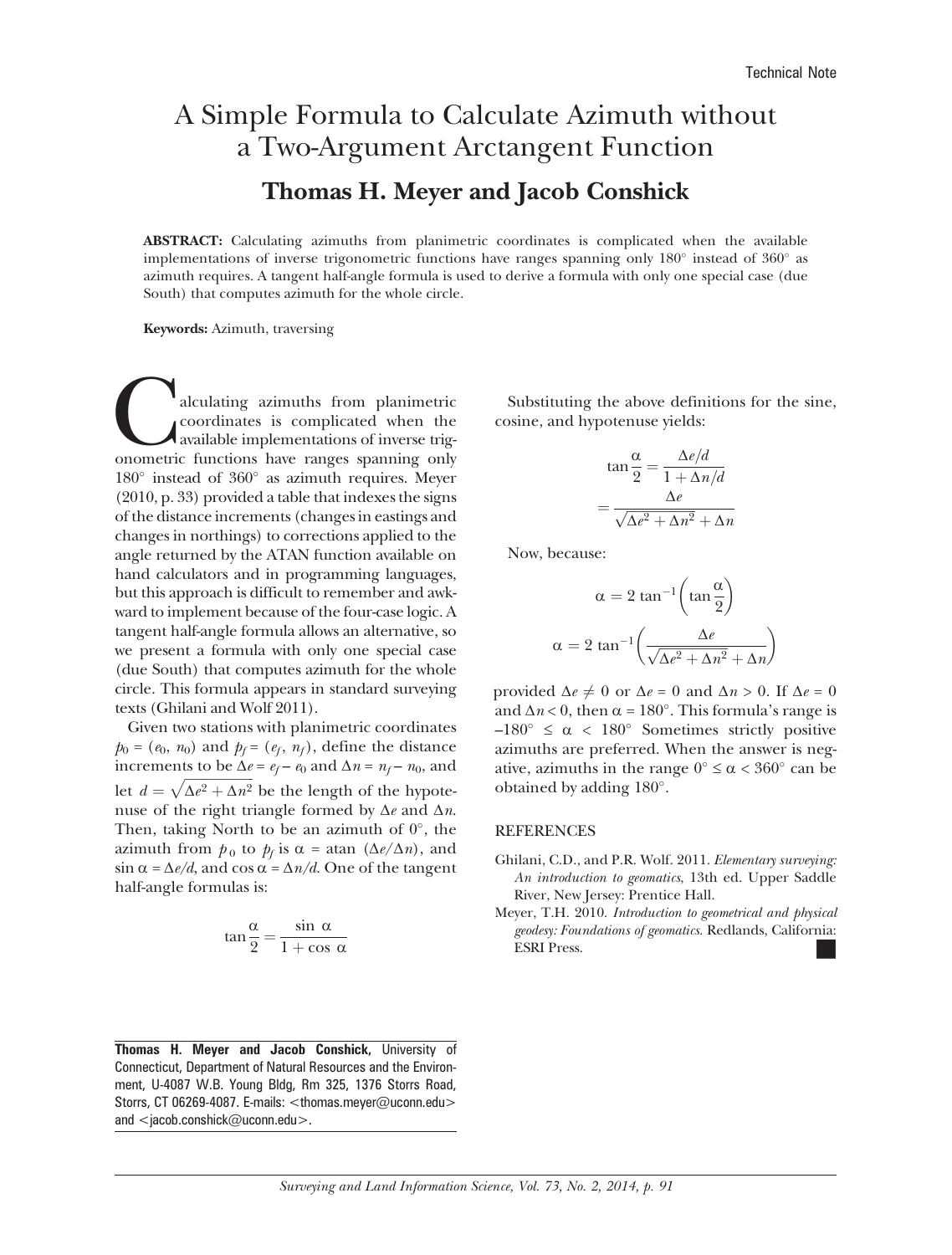Technical Note

# A Simple Formula to Calculate Azimuth without a Two-Argument Arctangent Function

## Thomas H. Meyer and Jacob Conshick

**ABSTRACT:** Calculating azimuths from planimetric coordinates is complicated when the available implementations of inverse trigonometric functions have ranges spanning only 180° instead of 360° as azimuth requires. A tangent half-angle formula is used to derive a formula with only one special case (due South) that computes azimuth for the whole circle.

**Keywords:** Azimuth, traversing

Calculating azimuths from planimetric coordinates is complicated when the available implementations of inverse trigonometric functions have ranges spanning only 180° instead of 360° as azimuth requires. Meyer (2010, p. 33) provided a table that indexes the signs of the distance increments (changes in eastings and changes in northings) to corrections applied to the angle returned by the ATAN function available on hand calculators and in programming languages, but this approach is difficult to remember and awkward to implement because of the four-case logic. A tangent half-angle formula allows an alternative, so we present a formula with only one special case (due South) that computes azimuth for the whole circle. This formula appears in standard surveying texts (Ghilani and Wolf 2011).

Given two stations with planimetric coordinates $p_0 = (e_0, n_0)$ and $p_f = (e_f, n_f)$, define the distance increments to be $\Delta e = e_f - e_0$ and $\Delta n = n_f - n_0$, and let $d = \sqrt{\Delta e^2 + \Delta n^2}$ be the length of the hypotenuse of the right triangle formed by $\Delta e$ and $\Delta n$. Then, taking North to be an azimuth of 0°, the azimuth from $p_0$ to $p_f$ is $\alpha = \operatorname{atan}(\Delta e / \Delta n)$, and $\sin \alpha = \Delta e/d$, and $\cos \alpha = \Delta n/d$. One of the tangent half-angle formulas is:

$$\tan\frac{\alpha}{2} = \frac{\sin\,\alpha}{1 + \cos\,\alpha}$$

Substituting the above definitions for the sine, cosine, and hypotenuse yields:

$$\tan\frac{\alpha}{2} = \frac{\Delta e/d}{1 + \Delta n/d}$$

$$= \frac{\Delta e}{\sqrt{\Delta e^2 + \Delta n^2} + \Delta n}$$

Now, because:

$$\alpha = 2\,\tan^{-1}\left(\tan\frac{\alpha}{2}\right)$$

$$\alpha = 2\,\tan^{-1}\left(\frac{\Delta e}{\sqrt{\Delta e^2 + \Delta n^2} + \Delta n}\right)$$

provided $\Delta e \neq 0$ or $\Delta e = 0$ and $\Delta n > 0$. If $\Delta e = 0$ and $\Delta n < 0$, then $\alpha = 180°$. This formula's range is $-180° \le \alpha < 180°$ Sometimes strictly positive azimuths are preferred. When the answer is negative, azimuths in the range $0° \le \alpha < 360°$ can be obtained by adding 180°.

## REFERENCES

Ghilani, C.D., and P.R. Wolf. 2011. *Elementary surveying: An introduction to geomatics*, 13th ed. Upper Saddle River, New Jersey: Prentice Hall.

Meyer, T.H. 2010. *Introduction to geometrical and physical geodesy: Foundations of geomatics.* Redlands, California: ESRI Press.

**Thomas H. Meyer and Jacob Conshick,** University of Connecticut, Department of Natural Resources and the Environment, U-4087 W.B. Young Bldg, Rm 325, 1376 Storrs Road, Storrs, CT 06269-4087. E-mails: <thomas.meyer@uconn.edu> and <jacob.conshick@uconn.edu>.